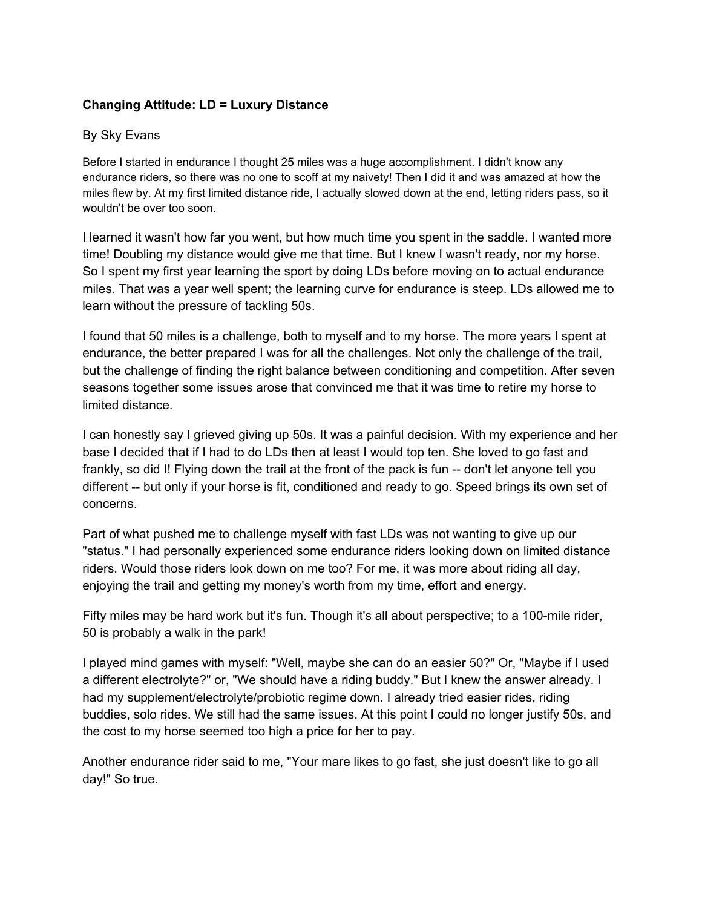**Changing Attitude: LD = Luxury Distance**

By Sky Evans

Before I started in endurance I thought 25 miles was a huge accomplishment. I didn't know any endurance riders, so there was no one to scoff at my naivety! Then I did it and was amazed at how the miles flew by. At my first limited distance ride, I actually slowed down at the end, letting riders pass, so it wouldn't be over too soon.

I learned it wasn't how far you went, but how much time you spent in the saddle. I wanted more time! Doubling my distance would give me that time. But I knew I wasn't ready, nor my horse. So I spent my first year learning the sport by doing LDs before moving on to actual endurance miles. That was a year well spent; the learning curve for endurance is steep. LDs allowed me to learn without the pressure of tackling 50s.

I found that 50 miles is a challenge, both to myself and to my horse. The more years I spent at endurance, the better prepared I was for all the challenges. Not only the challenge of the trail, but the challenge of finding the right balance between conditioning and competition. After seven seasons together some issues arose that convinced me that it was time to retire my horse to limited distance.

I can honestly say I grieved giving up 50s. It was a painful decision. With my experience and her base I decided that if I had to do LDs then at least I would top ten. She loved to go fast and frankly, so did I! Flying down the trail at the front of the pack is fun -- don't let anyone tell you different -- but only if your horse is fit, conditioned and ready to go. Speed brings its own set of concerns.

Part of what pushed me to challenge myself with fast LDs was not wanting to give up our "status." I had personally experienced some endurance riders looking down on limited distance riders. Would those riders look down on me too? For me, it was more about riding all day, enjoying the trail and getting my money's worth from my time, effort and energy.

Fifty miles may be hard work but it's fun. Though it's all about perspective; to a 100-mile rider, 50 is probably a walk in the park!

I played mind games with myself: "Well, maybe she can do an easier 50?" Or, "Maybe if I used a different electrolyte?" or, "We should have a riding buddy." But I knew the answer already. I had my supplement/electrolyte/probiotic regime down. I already tried easier rides, riding buddies, solo rides. We still had the same issues. At this point I could no longer justify 50s, and the cost to my horse seemed too high a price for her to pay.

Another endurance rider said to me, "Your mare likes to go fast, she just doesn't like to go all day!" So true.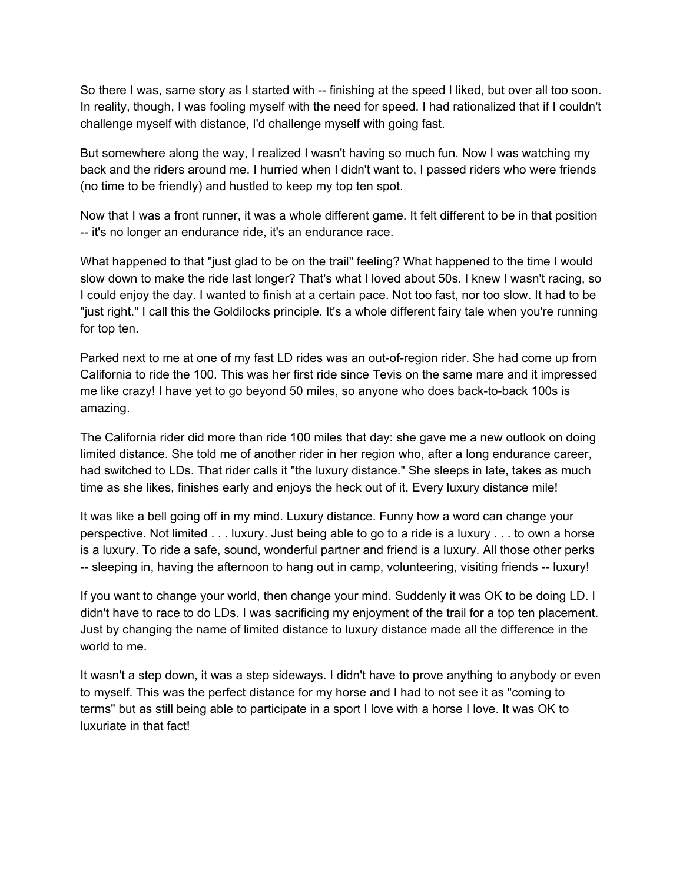So there I was, same story as I started with -- finishing at the speed I liked, but over all too soon. In reality, though, I was fooling myself with the need for speed. I had rationalized that if I couldn't challenge myself with distance, I'd challenge myself with going fast.

But somewhere along the way, I realized I wasn't having so much fun. Now I was watching my back and the riders around me. I hurried when I didn't want to, I passed riders who were friends (no time to be friendly) and hustled to keep my top ten spot.

Now that I was a front runner, it was a whole different game. It felt different to be in that position -- it's no longer an endurance ride, it's an endurance race.

What happened to that "just glad to be on the trail" feeling? What happened to the time I would slow down to make the ride last longer? That's what I loved about 50s. I knew I wasn't racing, so I could enjoy the day. I wanted to finish at a certain pace. Not too fast, nor too slow. It had to be "just right." I call this the Goldilocks principle. It's a whole different fairy tale when you're running for top ten.

Parked next to me at one of my fast LD rides was an out-of-region rider. She had come up from California to ride the 100. This was her first ride since Tevis on the same mare and it impressed me like crazy! I have yet to go beyond 50 miles, so anyone who does back-to-back 100s is amazing.

The California rider did more than ride 100 miles that day: she gave me a new outlook on doing limited distance. She told me of another rider in her region who, after a long endurance career, had switched to LDs. That rider calls it "the luxury distance." She sleeps in late, takes as much time as she likes, finishes early and enjoys the heck out of it. Every luxury distance mile!

It was like a bell going off in my mind. Luxury distance. Funny how a word can change your perspective. Not limited . . . luxury. Just being able to go to a ride is a luxury . . . to own a horse is a luxury. To ride a safe, sound, wonderful partner and friend is a luxury. All those other perks -- sleeping in, having the afternoon to hang out in camp, volunteering, visiting friends -- luxury!

If you want to change your world, then change your mind. Suddenly it was OK to be doing LD. I didn't have to race to do LDs. I was sacrificing my enjoyment of the trail for a top ten placement. Just by changing the name of limited distance to luxury distance made all the difference in the world to me.

It wasn't a step down, it was a step sideways. I didn't have to prove anything to anybody or even to myself. This was the perfect distance for my horse and I had to not see it as "coming to terms" but as still being able to participate in a sport I love with a horse I love. It was OK to luxuriate in that fact!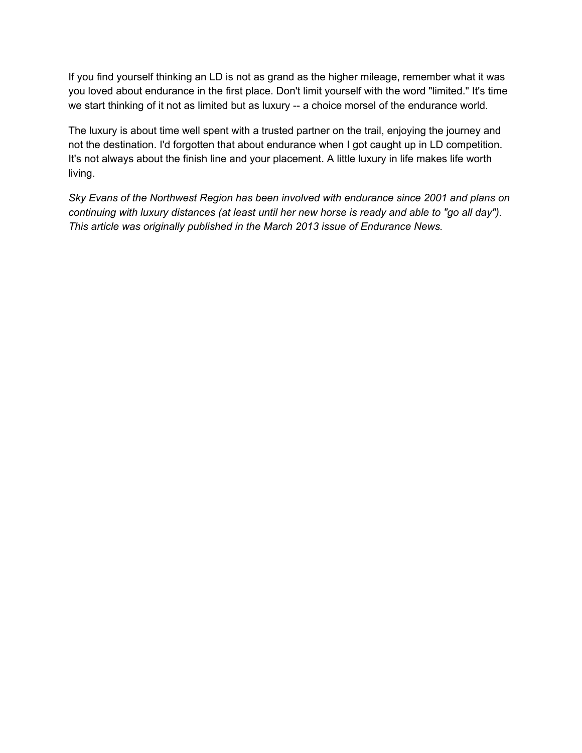If you find yourself thinking an LD is not as grand as the higher mileage, remember what it was you loved about endurance in the first place. Don't limit yourself with the word "limited." It's time we start thinking of it not as limited but as luxury -- a choice morsel of the endurance world.

The luxury is about time well spent with a trusted partner on the trail, enjoying the journey and not the destination. I'd forgotten that about endurance when I got caught up in LD competition. It's not always about the finish line and your placement. A little luxury in life makes life worth living.

*Sky Evans of the Northwest Region has been involved with endurance since 2001 and plans on continuing with luxury distances (at least until her new horse is ready and able to "go all day"). This article was originally published in the March 2013 issue of Endurance News.*